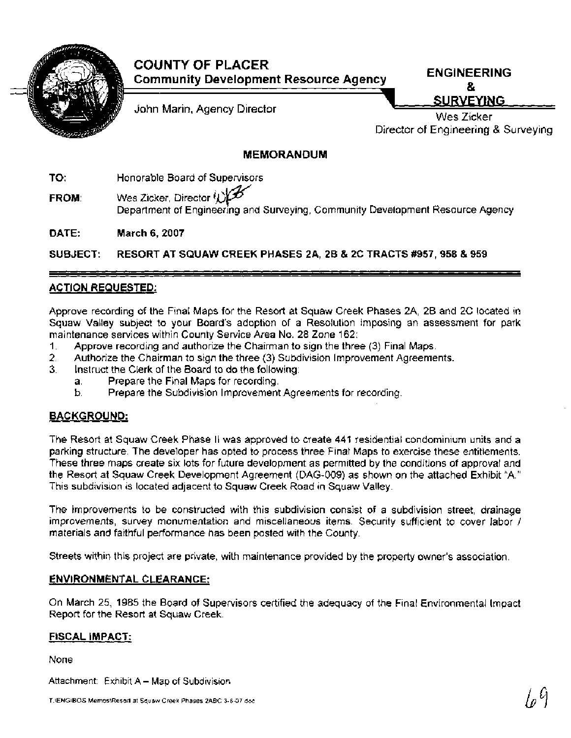# COUNTY OF PLACER

**Community Development Resource Agency**

John Marin, Agency Director

**ENGINEERING & SURVEYING**

Wes Zicker
Director of Engineering & Surveying

## MEMORANDUM

**TO:** Honorable Board of Supervisors

**FROM:** Wes Zicker, Director
Department of Engineering and Surveying, Community Development Resource Agency

**DATE:** **March 6, 2007**

**SUBJECT:** **RESORT AT SQUAW CREEK PHASES 2A, 2B & 2C TRACTS #957, 958 & 959**

### ACTION REQUESTED:

Approve recording of the Final Maps for the Resort at Squaw Creek Phases 2A, 2B and 2C located in Squaw Valley subject to your Board's adoption of a Resolution imposing an assessment for park maintenance services within County Service Area No. 28 Zone 162:

1. Approve recording and authorize the Chairman to sign the three (3) Final Maps.
2. Authorize the Chairman to sign the three (3) Subdivision Improvement Agreements.
3. Instruct the Clerk of the Board to do the following:
   a. Prepare the Final Maps for recording.
   b. Prepare the Subdivision Improvement Agreements for recording.

### BACKGROUND:

The Resort at Squaw Creek Phase II was approved to create 441 residential condominium units and a parking structure. The developer has opted to process three Final Maps to exercise these entitlements. These three maps create six lots for future development as permitted by the conditions of approval and the Resort at Squaw Creek Development Agreement (DAG-009) as shown on the attached Exhibit "A." This subdivision is located adjacent to Squaw Creek Road in Squaw Valley.

The improvements to be constructed with this subdivision consist of a subdivision street, drainage improvements, survey monumentation and miscellaneous items. Security sufficient to cover labor / materials and faithful performance has been posted with the County.

Streets within this project are private, with maintenance provided by the property owner's association.

### ENVIRONMENTAL CLEARANCE:

On March 25, 1985 the Board of Supervisors certified the adequacy of the Final Environmental Impact Report for the Resort at Squaw Creek.

### FISCAL IMPACT:

None

Attachment: Exhibit A – Map of Subdivision

T:\ENG\BOS Memos\Resort at Squaw Creek Phases 2ABC 3-6-07.doc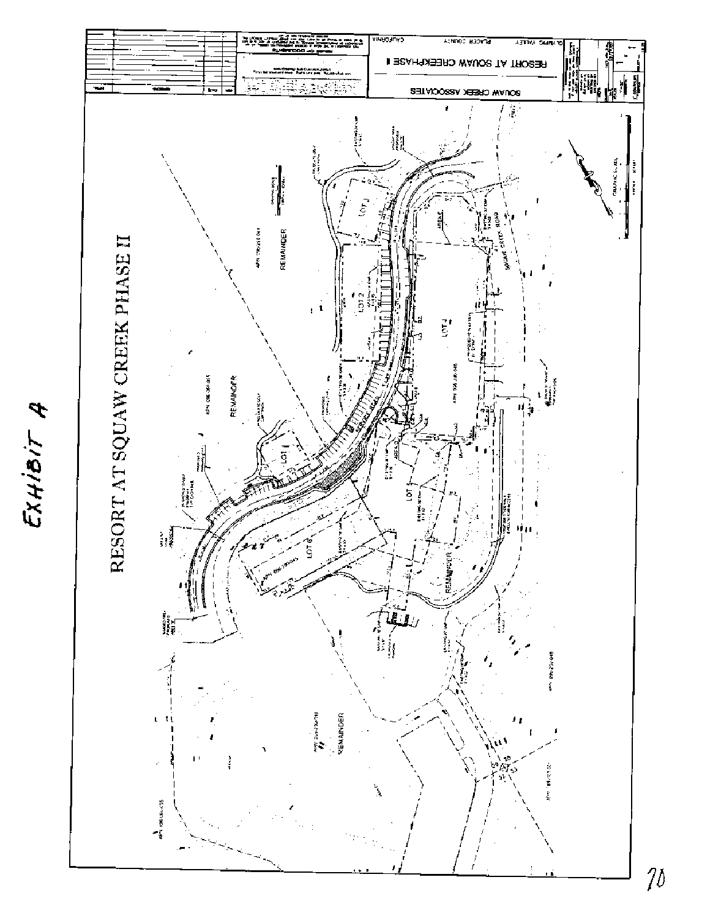EXHIBIT A

# RESORT AT SQUAW CREEK PHASE II

REMAINDER

LOT 1

LOT 2

LOT 3

LOT 4

LOT 5

LOT 6

REMAINDER

REMAINDER

REMAINDER

SQUAW CREEK ROAD

AREA A

AREA B

AREA C

SQUAW CREEK ASSOCIATES

RESORT AT SQUAW CREEK-PHASE II

OLYMPIC VALLEY PLACER COUNTY CALIFORNIA

GRAPHIC SCALE